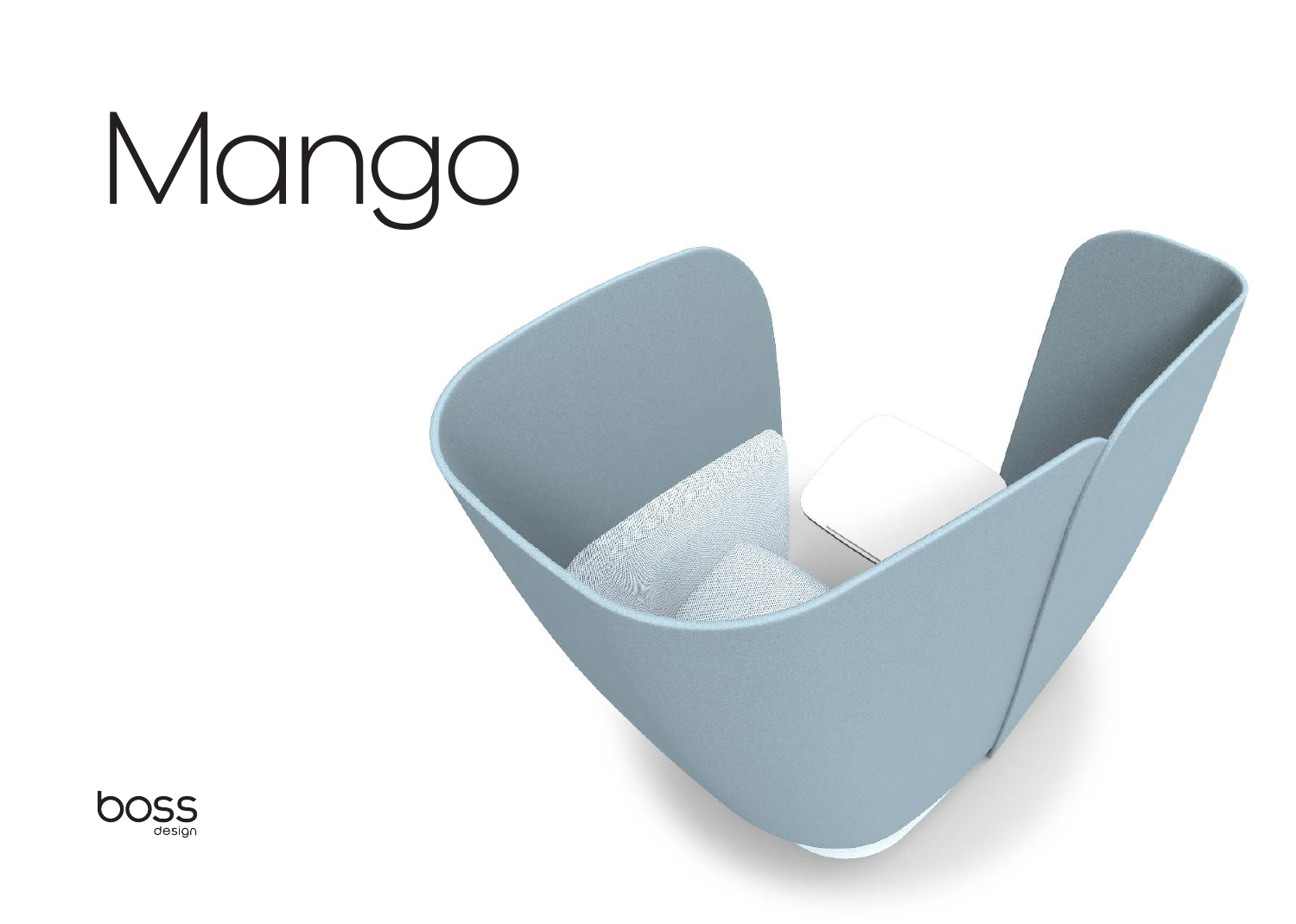# Mango

boss
design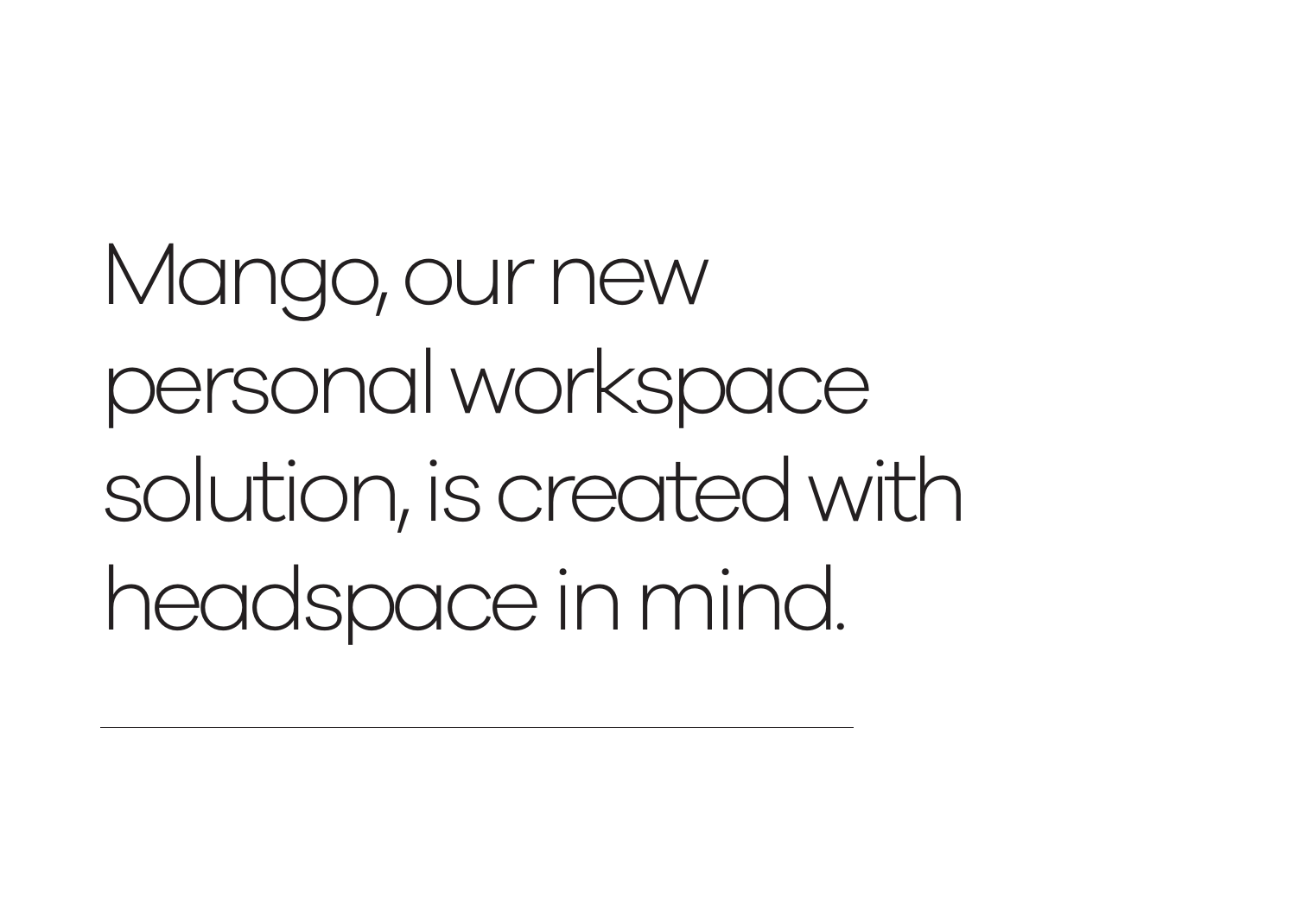Mango, our new personal workspace solution, is created with headspace in mind.

---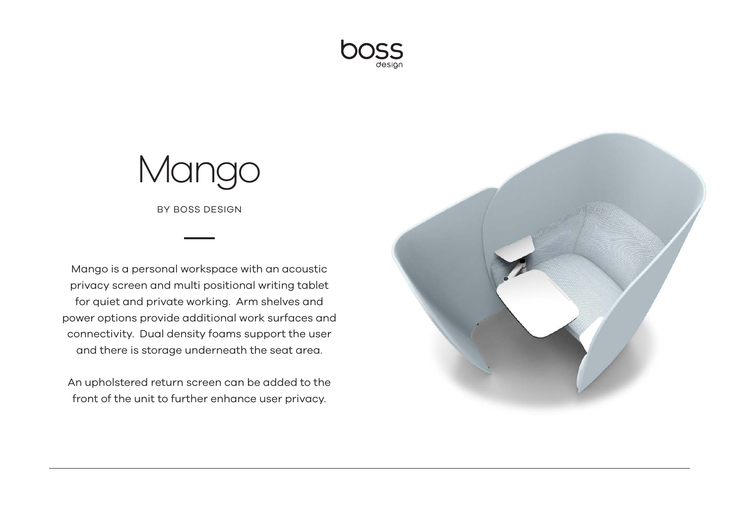# Mango

BY BOSS DESIGN

Mango is a personal workspace with an acoustic privacy screen and multi positional writing tablet for quiet and private working. Arm shelves and power options provide additional work surfaces and connectivity. Dual density foams support the user and there is storage underneath the seat area.

An upholstered return screen can be added to the front of the unit to further enhance user privacy.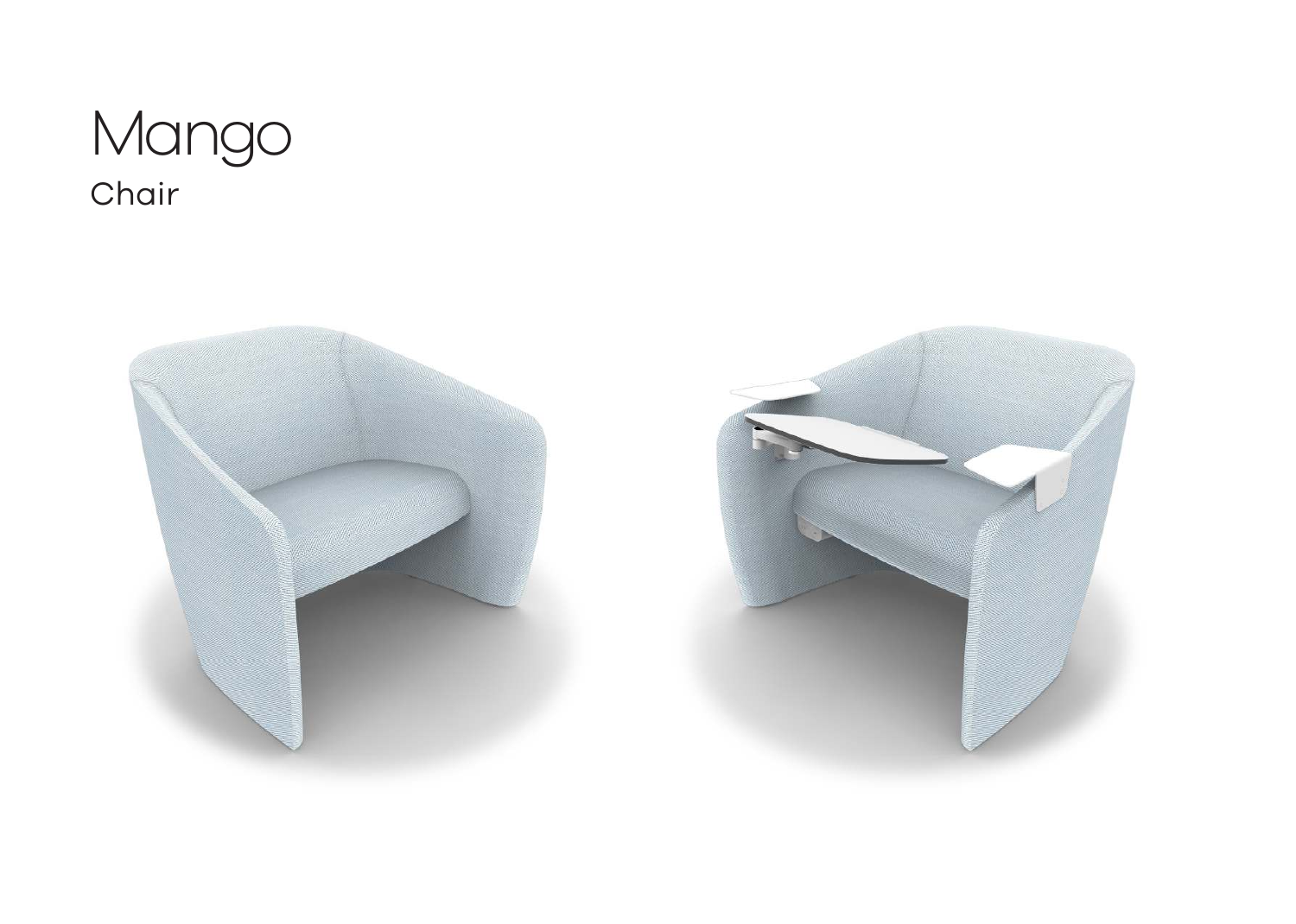# Mango

Chair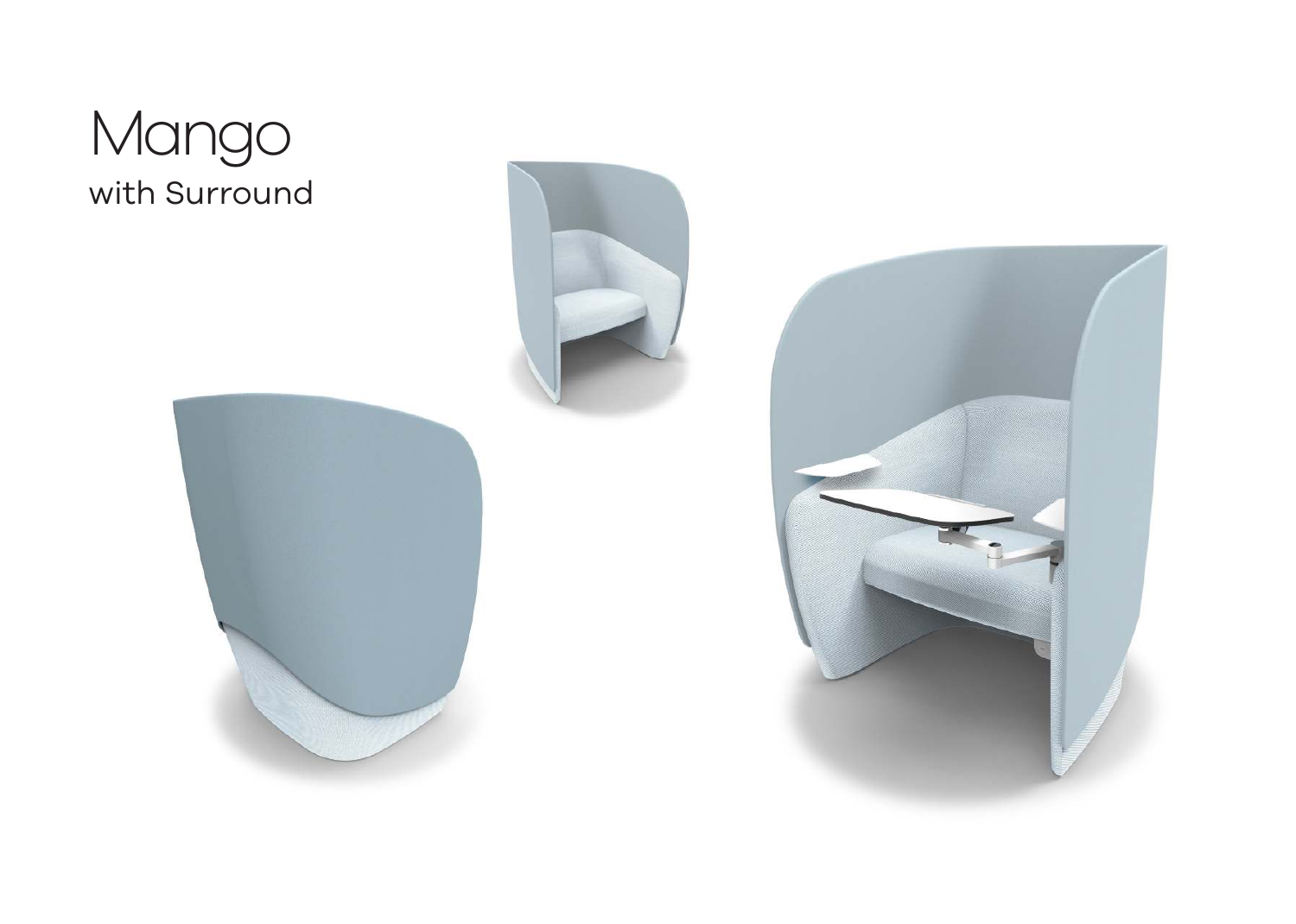# Mango

with Surround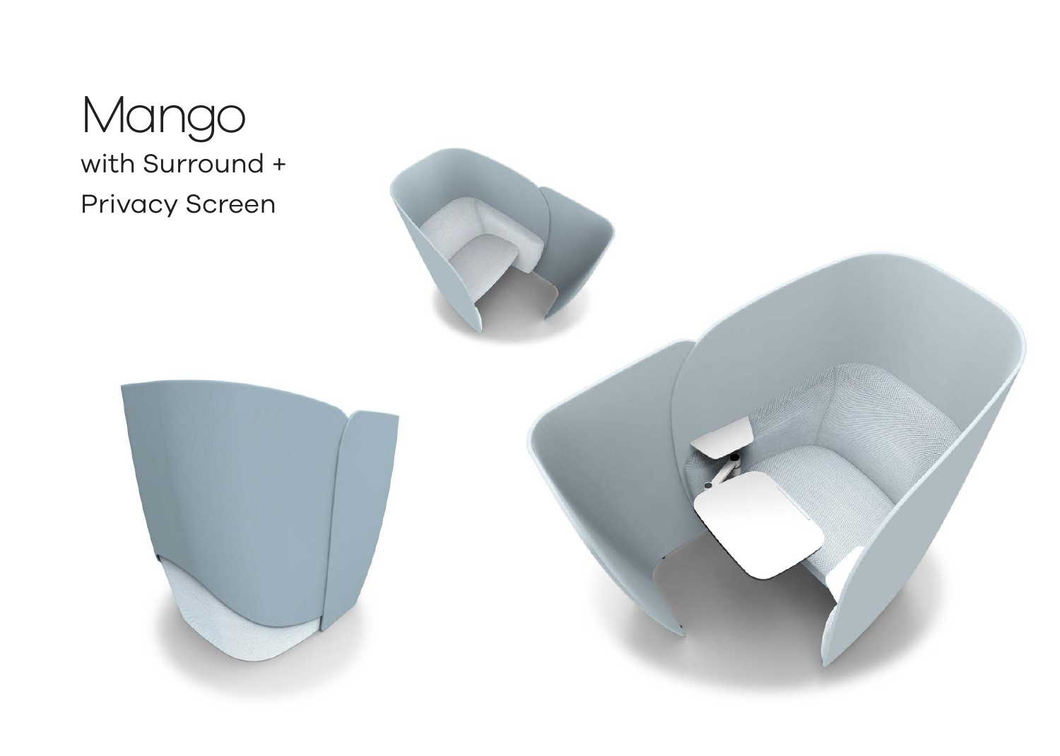# Mango

with Surround +
Privacy Screen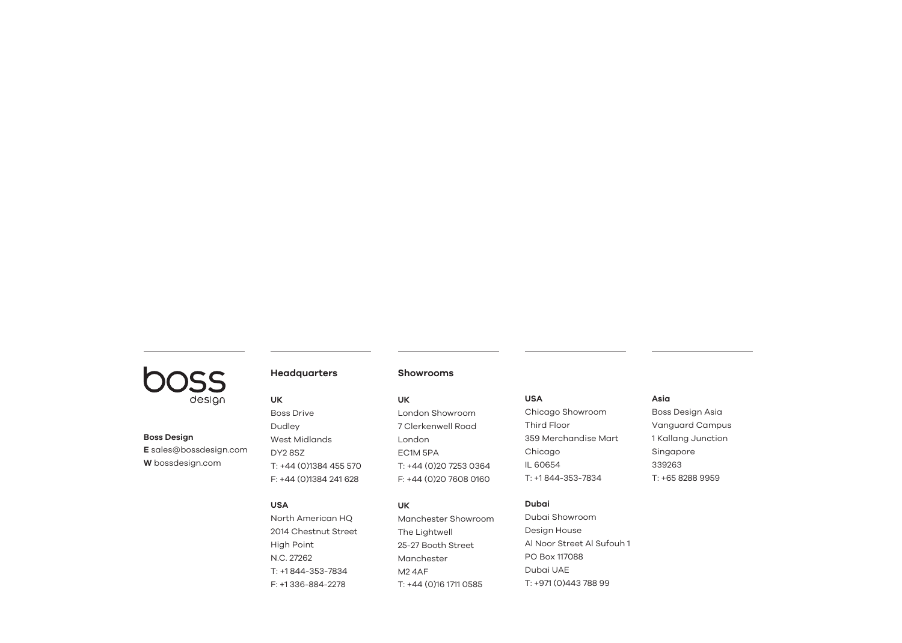boss design

**Boss Design**
**E** sales@bossdesign.com
**W** bossdesign.com

## Headquarters

**UK**
Boss Drive
Dudley
West Midlands
DY2 8SZ
T: +44 (0)1384 455 570
F: +44 (0)1384 241 628

**USA**
North American HQ
2014 Chestnut Street
High Point
N.C. 27262
T: +1 844-353-7834
F: +1 336-884-2278

## Showrooms

**UK**
London Showroom
7 Clerkenwell Road
London
EC1M 5PA
T: +44 (0)20 7253 0364
F: +44 (0)20 7608 0160

**UK**
Manchester Showroom
The Lightwell
25-27 Booth Street
Manchester
M2 4AF
T: +44 (0)16 1711 0585

**USA**
Chicago Showroom
Third Floor
359 Merchandise Mart
Chicago
IL 60654
T: +1 844-353-7834

**Dubai**
Dubai Showroom
Design House
Al Noor Street Al Sufouh 1
PO Box 117088
Dubai UAE
T: +971 (0)443 788 99

**Asia**
Boss Design Asia
Vanguard Campus
1 Kallang Junction
Singapore
339263
T: +65 8288 9959